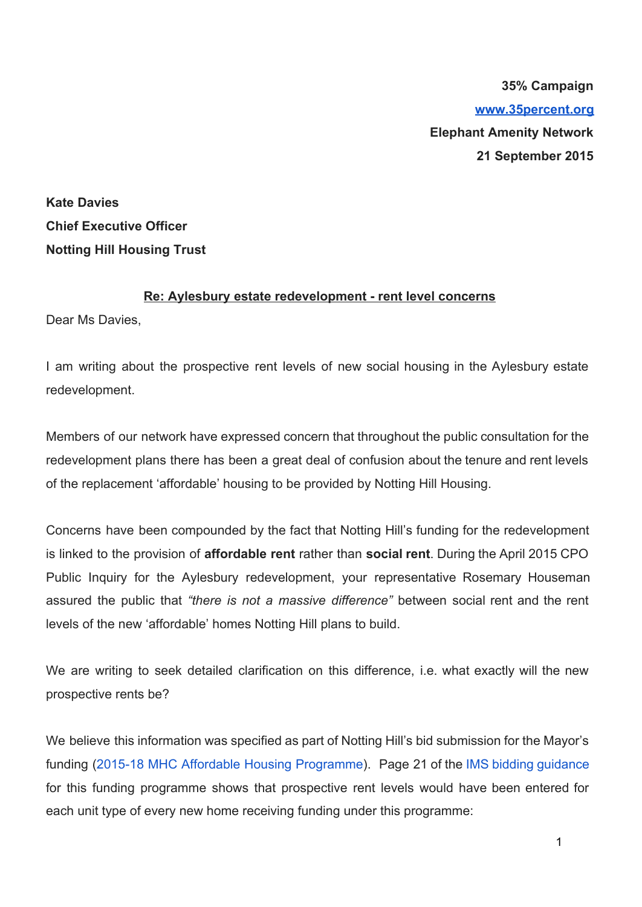**35% Campaign**

**[www.35percent.org](http://www.35percent.org)**

**Elephant Amenity Network**

**21 September 2015**

**Kate Davies**

**Chief Executive Officer**

**Notting Hill Housing Trust**

**Re: Aylesbury estate redevelopment - rent level concerns**

Dear Ms Davies,

I am writing about the prospective rent levels of new social housing in the Aylesbury estate redevelopment.

Members of our network have expressed concern that throughout the public consultation for the redevelopment plans there has been a great deal of confusion about the tenure and rent levels of the replacement 'affordable' housing to be provided by Notting Hill Housing.

Concerns have been compounded by the fact that Notting Hill's funding for the redevelopment is linked to the provision of **affordable rent** rather than **social rent**. During the April 2015 CPO Public Inquiry for the Aylesbury redevelopment, your representative Rosemary Houseman assured the public that *"there is not a massive difference"* between social rent and the rent levels of the new 'affordable' homes Notting Hill plans to build.

We are writing to seek detailed clarification on this difference, i.e. what exactly will the new prospective rents be?

We believe this information was specified as part of Notting Hill's bid submission for the Mayor's funding (2015-18 MHC Affordable Housing Programme). Page 21 of the IMS bidding guidance for this funding programme shows that prospective rent levels would have been entered for each unit type of every new home receiving funding under this programme: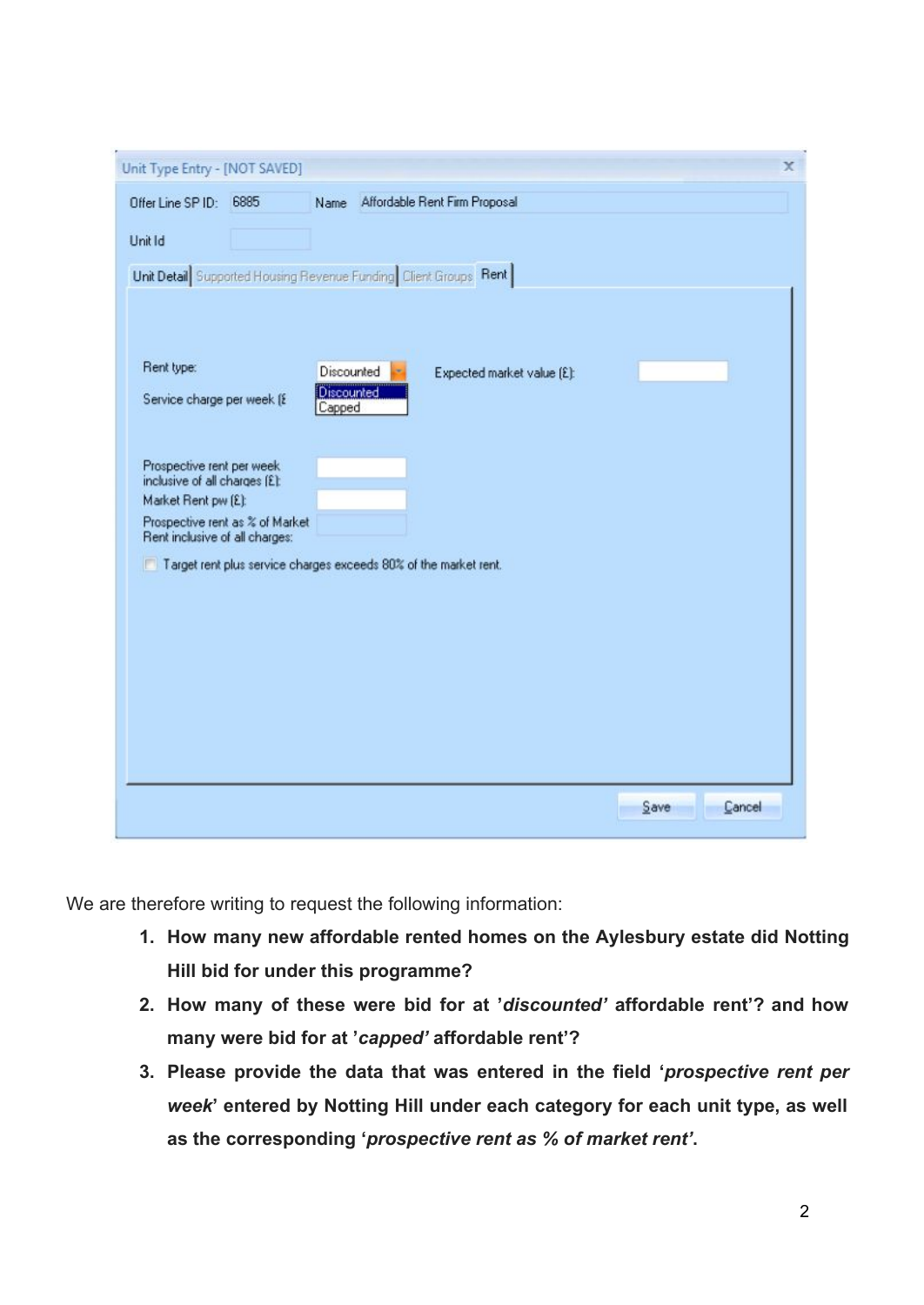Unit Type Entry - [NOT SAVED]

Offer Line SP ID: 6885 Name Affordable Rent Firm Proposal

Unit Id

Unit Detail | Supported Housing Revenue Funding | Client Groups | Rent

Rent type: Discounted (Discounted / Capped) Expected market value (£):

Service charge per week (£

Prospective rent per week inclusive of all charges (£):

Market Rent pw (£):

Prospective rent as % of Market Rent inclusive of all charges:

Target rent plus service charges exceeds 80% of the market rent.

Save Cancel

We are therefore writing to request the following information:

1. **How many new affordable rented homes on the Aylesbury estate did Notting Hill bid for under this programme?**
2. **How many of these were bid for at '*discounted'* affordable rent'? and how many were bid for at '*capped'* affordable rent'?**
3. **Please provide the data that was entered in the field '*prospective rent per week*' entered by Notting Hill under each category for each unit type, as well as the corresponding '*prospective rent as % of market rent'*.**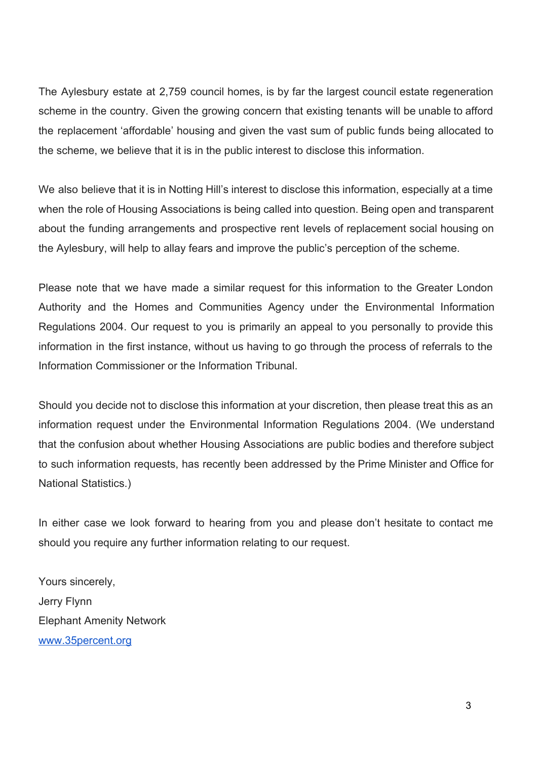The Aylesbury estate at 2,759 council homes, is by far the largest council estate regeneration scheme in the country. Given the growing concern that existing tenants will be unable to afford the replacement 'affordable' housing and given the vast sum of public funds being allocated to the scheme, we believe that it is in the public interest to disclose this information.

We also believe that it is in Notting Hill's interest to disclose this information, especially at a time when the role of Housing Associations is being called into question. Being open and transparent about the funding arrangements and prospective rent levels of replacement social housing on the Aylesbury, will help to allay fears and improve the public's perception of the scheme.

Please note that we have made a similar request for this information to the Greater London Authority and the Homes and Communities Agency under the Environmental Information Regulations 2004. Our request to you is primarily an appeal to you personally to provide this information in the first instance, without us having to go through the process of referrals to the Information Commissioner or the Information Tribunal.

Should you decide not to disclose this information at your discretion, then please treat this as an information request under the Environmental Information Regulations 2004. (We understand that the confusion about whether Housing Associations are public bodies and therefore subject to such information requests, has recently been addressed by the Prime Minister and Office for National Statistics.)

In either case we look forward to hearing from you and please don't hesitate to contact me should you require any further information relating to our request.

Yours sincerely,  
Jerry Flynn  
Elephant Amenity Network  
[www.35percent.org](http://www.35percent.org)